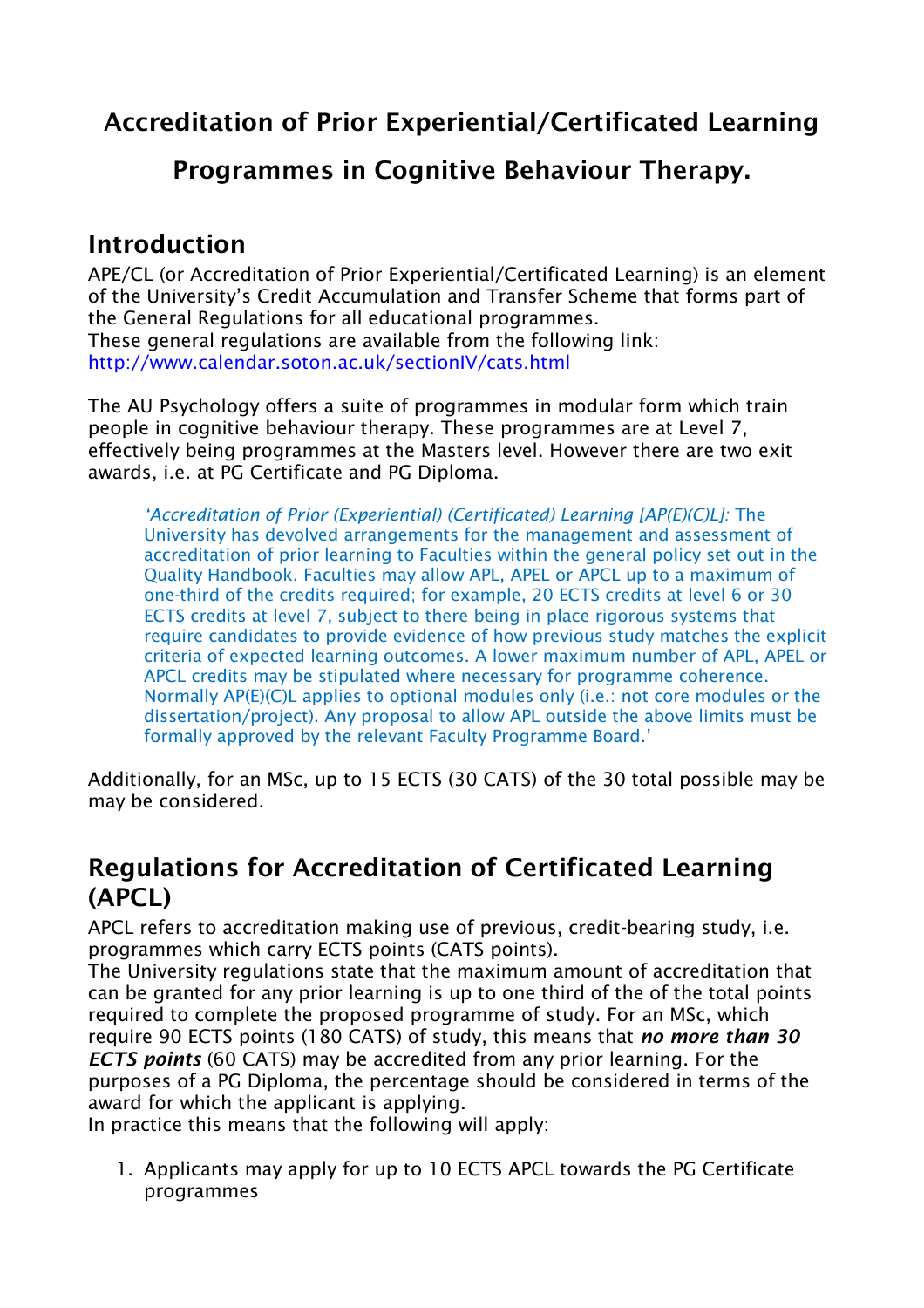# Accreditation of Prior Experiential/Certificated Learning

# Programmes in Cognitive Behaviour Therapy.

## Introduction

APE/CL (or Accreditation of Prior Experiential/Certificated Learning) is an element of the University's Credit Accumulation and Transfer Scheme that forms part of the General Regulations for all educational programmes.
These general regulations are available from the following link:
[http://www.calendar.soton.ac.uk/sectionIV/cats.html](http://www.calendar.soton.ac.uk/sectionIV/cats.html)

The AU Psychology offers a suite of programmes in modular form which train people in cognitive behaviour therapy. These programmes are at Level 7, effectively being programmes at the Masters level. However there are two exit awards, i.e. at PG Certificate and PG Diploma.

> *'Accreditation of Prior (Experiential) (Certificated) Learning [AP(E)(C)L]:* The University has devolved arrangements for the management and assessment of accreditation of prior learning to Faculties within the general policy set out in the Quality Handbook. Faculties may allow APL, APEL or APCL up to a maximum of one-third of the credits required; for example, 20 ECTS credits at level 6 or 30 ECTS credits at level 7, subject to there being in place rigorous systems that require candidates to provide evidence of how previous study matches the explicit criteria of expected learning outcomes. A lower maximum number of APL, APEL or APCL credits may be stipulated where necessary for programme coherence. Normally AP(E)(C)L applies to optional modules only (i.e.: not core modules or the dissertation/project). Any proposal to allow APL outside the above limits must be formally approved by the relevant Faculty Programme Board.'

Additionally, for an MSc, up to 15 ECTS (30 CATS) of the 30 total possible may be may be considered.

## Regulations for Accreditation of Certificated Learning (APCL)

APCL refers to accreditation making use of previous, credit-bearing study, i.e. programmes which carry ECTS points (CATS points).
The University regulations state that the maximum amount of accreditation that can be granted for any prior learning is up to one third of the of the total points required to complete the proposed programme of study. For an MSc, which require 90 ECTS points (180 CATS) of study, this means that ***no more than 30 ECTS points*** (60 CATS) may be accredited from any prior learning. For the purposes of a PG Diploma, the percentage should be considered in terms of the award for which the applicant is applying.
In practice this means that the following will apply:

1. Applicants may apply for up to 10 ECTS APCL towards the PG Certificate programmes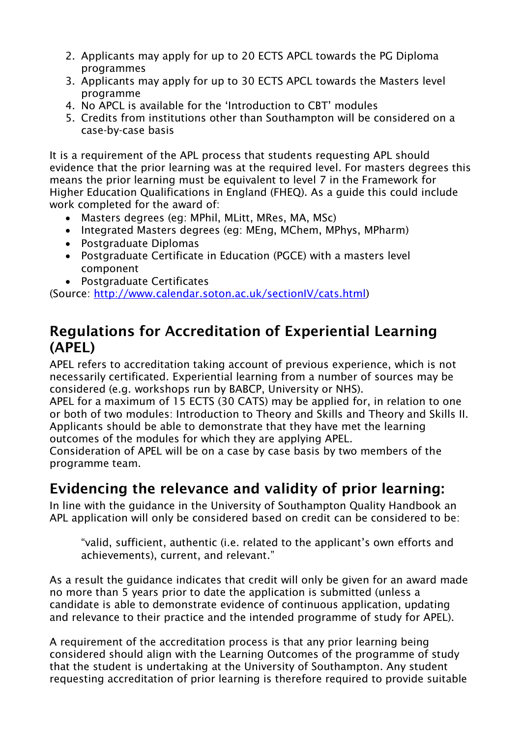2. Applicants may apply for up to 20 ECTS APCL towards the PG Diploma programmes
3. Applicants may apply for up to 30 ECTS APCL towards the Masters level programme
4. No APCL is available for the 'Introduction to CBT' modules
5. Credits from institutions other than Southampton will be considered on a case-by-case basis

It is a requirement of the APL process that students requesting APL should evidence that the prior learning was at the required level. For masters degrees this means the prior learning must be equivalent to level 7 in the Framework for Higher Education Qualifications in England (FHEQ). As a guide this could include work completed for the award of:

- Masters degrees (eg: MPhil, MLitt, MRes, MA, MSc)
- Integrated Masters degrees (eg: MEng, MChem, MPhys, MPharm)
- Postgraduate Diplomas
- Postgraduate Certificate in Education (PGCE) with a masters level component
- Postgraduate Certificates

(Source: [http://www.calendar.soton.ac.uk/sectionIV/cats.html](http://www.calendar.soton.ac.uk/sectionIV/cats.html))

## Regulations for Accreditation of Experiential Learning (APEL)

APEL refers to accreditation taking account of previous experience, which is not necessarily certificated. Experiential learning from a number of sources may be considered (e.g. workshops run by BABCP, University or NHS).
APEL for a maximum of 15 ECTS (30 CATS) may be applied for, in relation to one or both of two modules: Introduction to Theory and Skills and Theory and Skills II. Applicants should be able to demonstrate that they have met the learning outcomes of the modules for which they are applying APEL.
Consideration of APEL will be on a case by case basis by two members of the programme team.

## Evidencing the relevance and validity of prior learning:

In line with the guidance in the University of Southampton Quality Handbook an APL application will only be considered based on credit can be considered to be:

> "valid, sufficient, authentic (i.e. related to the applicant's own efforts and achievements), current, and relevant."

As a result the guidance indicates that credit will only be given for an award made no more than 5 years prior to date the application is submitted (unless a candidate is able to demonstrate evidence of continuous application, updating and relevance to their practice and the intended programme of study for APEL).

A requirement of the accreditation process is that any prior learning being considered should align with the Learning Outcomes of the programme of study that the student is undertaking at the University of Southampton. Any student requesting accreditation of prior learning is therefore required to provide suitable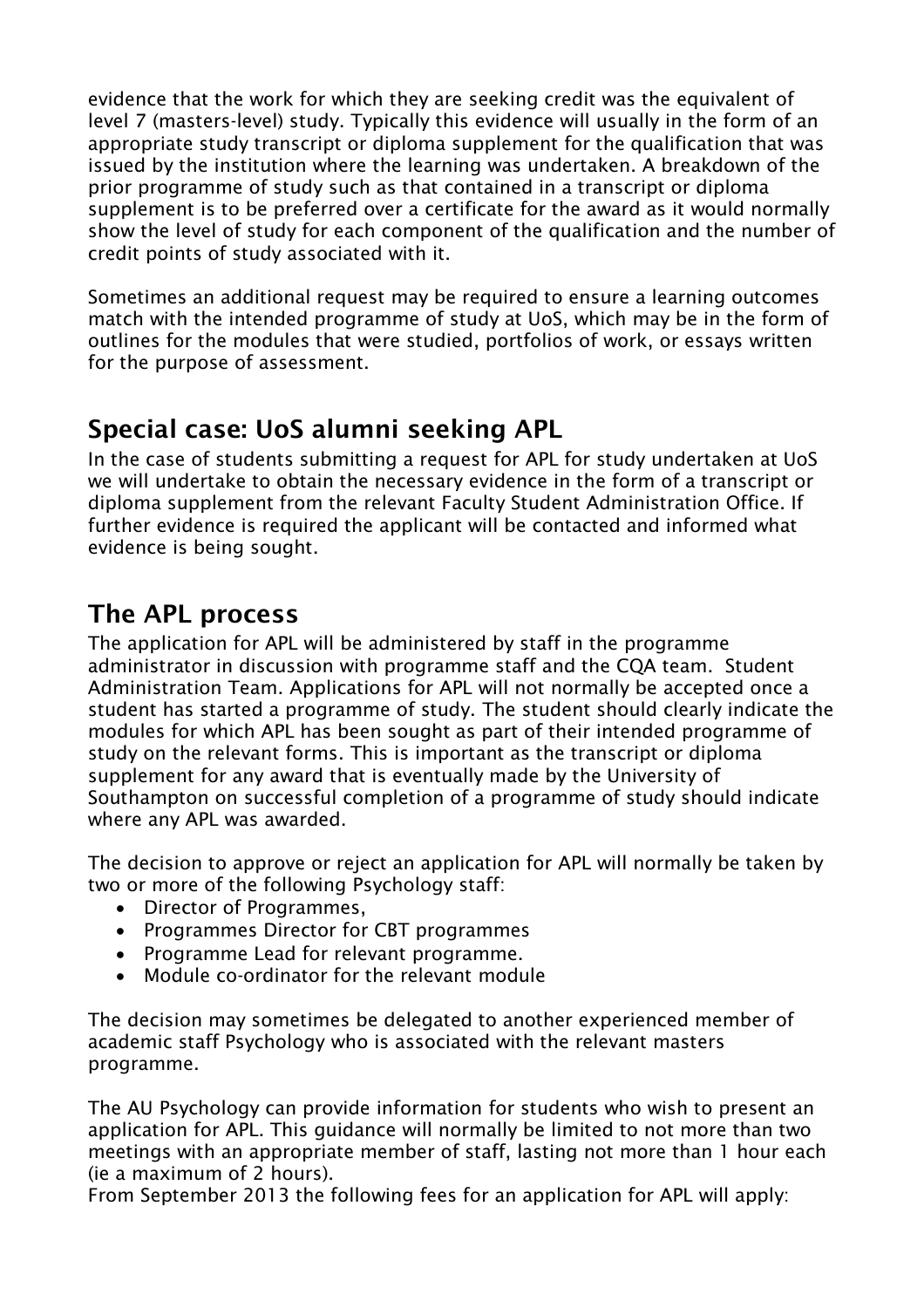evidence that the work for which they are seeking credit was the equivalent of level 7 (masters-level) study. Typically this evidence will usually in the form of an appropriate study transcript or diploma supplement for the qualification that was issued by the institution where the learning was undertaken. A breakdown of the prior programme of study such as that contained in a transcript or diploma supplement is to be preferred over a certificate for the award as it would normally show the level of study for each component of the qualification and the number of credit points of study associated with it.

Sometimes an additional request may be required to ensure a learning outcomes match with the intended programme of study at UoS, which may be in the form of outlines for the modules that were studied, portfolios of work, or essays written for the purpose of assessment.

## Special case: UoS alumni seeking APL

In the case of students submitting a request for APL for study undertaken at UoS we will undertake to obtain the necessary evidence in the form of a transcript or diploma supplement from the relevant Faculty Student Administration Office. If further evidence is required the applicant will be contacted and informed what evidence is being sought.

## The APL process

The application for APL will be administered by staff in the programme administrator in discussion with programme staff and the CQA team. Student Administration Team. Applications for APL will not normally be accepted once a student has started a programme of study. The student should clearly indicate the modules for which APL has been sought as part of their intended programme of study on the relevant forms. This is important as the transcript or diploma supplement for any award that is eventually made by the University of Southampton on successful completion of a programme of study should indicate where any APL was awarded.

The decision to approve or reject an application for APL will normally be taken by two or more of the following Psychology staff:

- Director of Programmes,
- Programmes Director for CBT programmes
- Programme Lead for relevant programme.
- Module co-ordinator for the relevant module

The decision may sometimes be delegated to another experienced member of academic staff Psychology who is associated with the relevant masters programme.

The AU Psychology can provide information for students who wish to present an application for APL. This guidance will normally be limited to not more than two meetings with an appropriate member of staff, lasting not more than 1 hour each (ie a maximum of 2 hours).
From September 2013 the following fees for an application for APL will apply: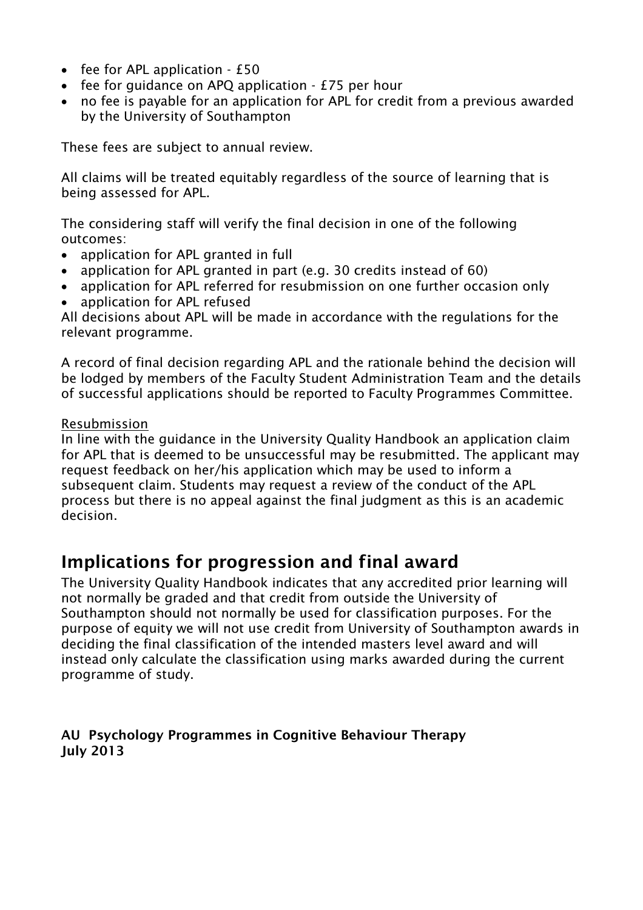- fee for APL application - £50
- fee for guidance on APQ application - £75 per hour
- no fee is payable for an application for APL for credit from a previous awarded by the University of Southampton

These fees are subject to annual review.

All claims will be treated equitably regardless of the source of learning that is being assessed for APL.

The considering staff will verify the final decision in one of the following outcomes:

- application for APL granted in full
- application for APL granted in part (e.g. 30 credits instead of 60)
- application for APL referred for resubmission on one further occasion only
- application for APL refused

All decisions about APL will be made in accordance with the regulations for the relevant programme.

A record of final decision regarding APL and the rationale behind the decision will be lodged by members of the Faculty Student Administration Team and the details of successful applications should be reported to Faculty Programmes Committee.

Resubmission

In line with the guidance in the University Quality Handbook an application claim for APL that is deemed to be unsuccessful may be resubmitted. The applicant may request feedback on her/his application which may be used to inform a subsequent claim. Students may request a review of the conduct of the APL process but there is no appeal against the final judgment as this is an academic decision.

## Implications for progression and final award

The University Quality Handbook indicates that any accredited prior learning will not normally be graded and that credit from outside the University of Southampton should not normally be used for classification purposes. For the purpose of equity we will not use credit from University of Southampton awards in deciding the final classification of the intended masters level award and will instead only calculate the classification using marks awarded during the current programme of study.

**AU Psychology Programmes in Cognitive Behaviour Therapy**
**July 2013**